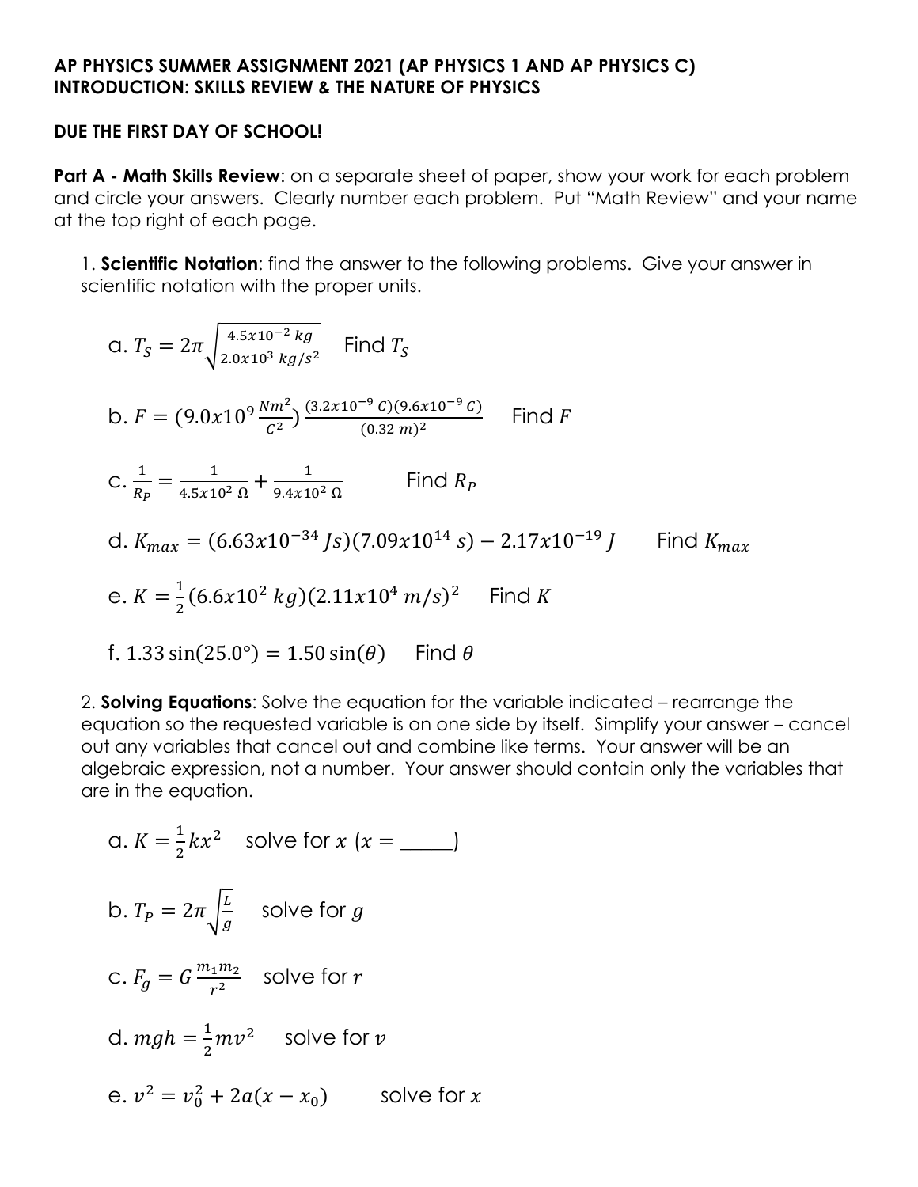**AP PHYSICS SUMMER ASSIGNMENT 2021 (AP PHYSICS 1 AND AP PHYSICS C)**
**INTRODUCTION: SKILLS REVIEW & THE NATURE OF PHYSICS**

**DUE THE FIRST DAY OF SCHOOL!**

**Part A - Math Skills Review**: on a separate sheet of paper, show your work for each problem and circle your answers. Clearly number each problem. Put "Math Review" and your name at the top right of each page.

1. **Scientific Notation**: find the answer to the following problems. Give your answer in scientific notation with the proper units.

   a. $T_S = 2\pi\sqrt{\frac{4.5x10^{-2}\ kg}{2.0x10^{3}\ kg/s^{2}}}$ Find $T_S$

   b. $F = (9.0x10^{9}\frac{Nm^{2}}{C^{2}})\frac{(3.2x10^{-9}\ C)(9.6x10^{-9}\ C)}{(0.32\ m)^{2}}$ Find $F$

   c. $\frac{1}{R_P} = \frac{1}{4.5x10^{2}\ \Omega} + \frac{1}{9.4x10^{2}\ \Omega}$ Find $R_P$

   d. $K_{max} = (6.63x10^{-34}\ Js)(7.09x10^{14}\ s) - 2.17x10^{-19}\ J$ Find $K_{max}$

   e. $K = \frac{1}{2}(6.6x10^{2}\ kg)(2.11x10^{4}\ m/s)^{2}$ Find $K$

   f. $1.33\sin(25.0°) = 1.50\sin(\theta)$ Find $\theta$

2. **Solving Equations**: Solve the equation for the variable indicated – rearrange the equation so the requested variable is on one side by itself. Simplify your answer – cancel out any variables that cancel out and combine like terms. Your answer will be an algebraic expression, not a number. Your answer should contain only the variables that are in the equation.

   a. $K = \frac{1}{2}kx^{2}$ solve for $x$ ($x =$ _____)

   b. $T_P = 2\pi\sqrt{\frac{L}{g}}$ solve for $g$

   c. $F_g = G\frac{m_1 m_2}{r^2}$ solve for $r$

   d. $mgh = \frac{1}{2}mv^{2}$ solve for $v$

   e. $v^2 = v_0^2 + 2a(x - x_0)$ solve for $x$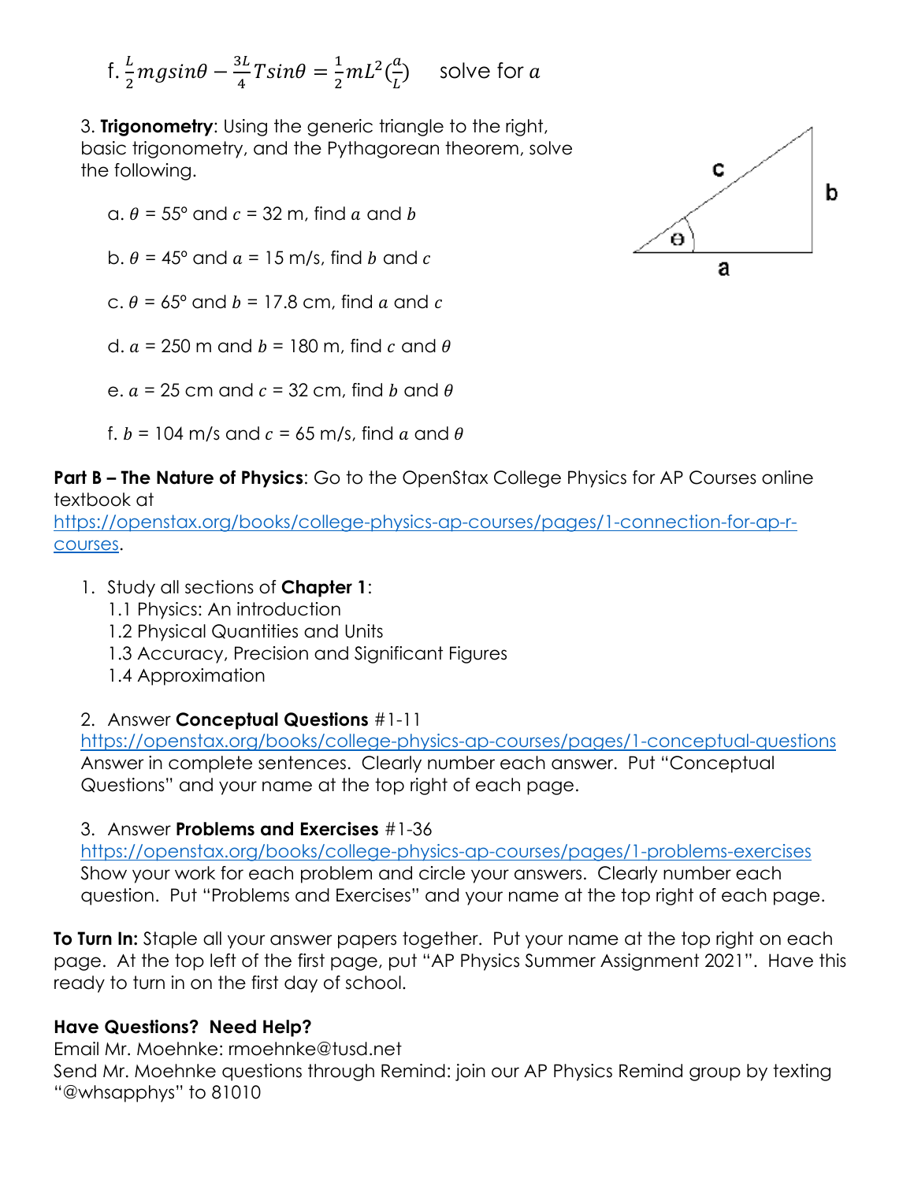f. $\frac{L}{2}mgsin\theta - \frac{3L}{4}Tsin\theta = \frac{1}{2}mL^2(\frac{a}{L})$ solve for $a$

3. **Trigonometry**: Using the generic triangle to the right, basic trigonometry, and the Pythagorean theorem, solve the following.

c

b

θ

a

a. $\theta$ = 55° and $c$ = 32 m, find $a$ and $b$

b. $\theta$ = 45° and $a$ = 15 m/s, find $b$ and $c$

c. $\theta$ = 65° and $b$ = 17.8 cm, find $a$ and $c$

d. $a$ = 250 m and $b$ = 180 m, find $c$ and $\theta$

e. $a$ = 25 cm and $c$ = 32 cm, find $b$ and $\theta$

f. $b$ = 104 m/s and $c$ = 65 m/s, find $a$ and $\theta$

**Part B – The Nature of Physics**: Go to the OpenStax College Physics for AP Courses online textbook at https://openstax.org/books/college-physics-ap-courses/pages/1-connection-for-ap-r-courses.

1. Study all sections of **Chapter 1**:
   1.1 Physics: An introduction
   1.2 Physical Quantities and Units
   1.3 Accuracy, Precision and Significant Figures
   1.4 Approximation

2. Answer **Conceptual Questions** #1-11
   https://openstax.org/books/college-physics-ap-courses/pages/1-conceptual-questions
   Answer in complete sentences. Clearly number each answer. Put "Conceptual Questions" and your name at the top right of each page.

3. Answer **Problems and Exercises** #1-36
   https://openstax.org/books/college-physics-ap-courses/pages/1-problems-exercises
   Show your work for each problem and circle your answers. Clearly number each question. Put "Problems and Exercises" and your name at the top right of each page.

**To Turn In:** Staple all your answer papers together. Put your name at the top right on each page. At the top left of the first page, put "AP Physics Summer Assignment 2021". Have this ready to turn in on the first day of school.

**Have Questions? Need Help?**

Email Mr. Moehnke: rmoehnke@tusd.net

Send Mr. Moehnke questions through Remind: join our AP Physics Remind group by texting "@whsapphys" to 81010